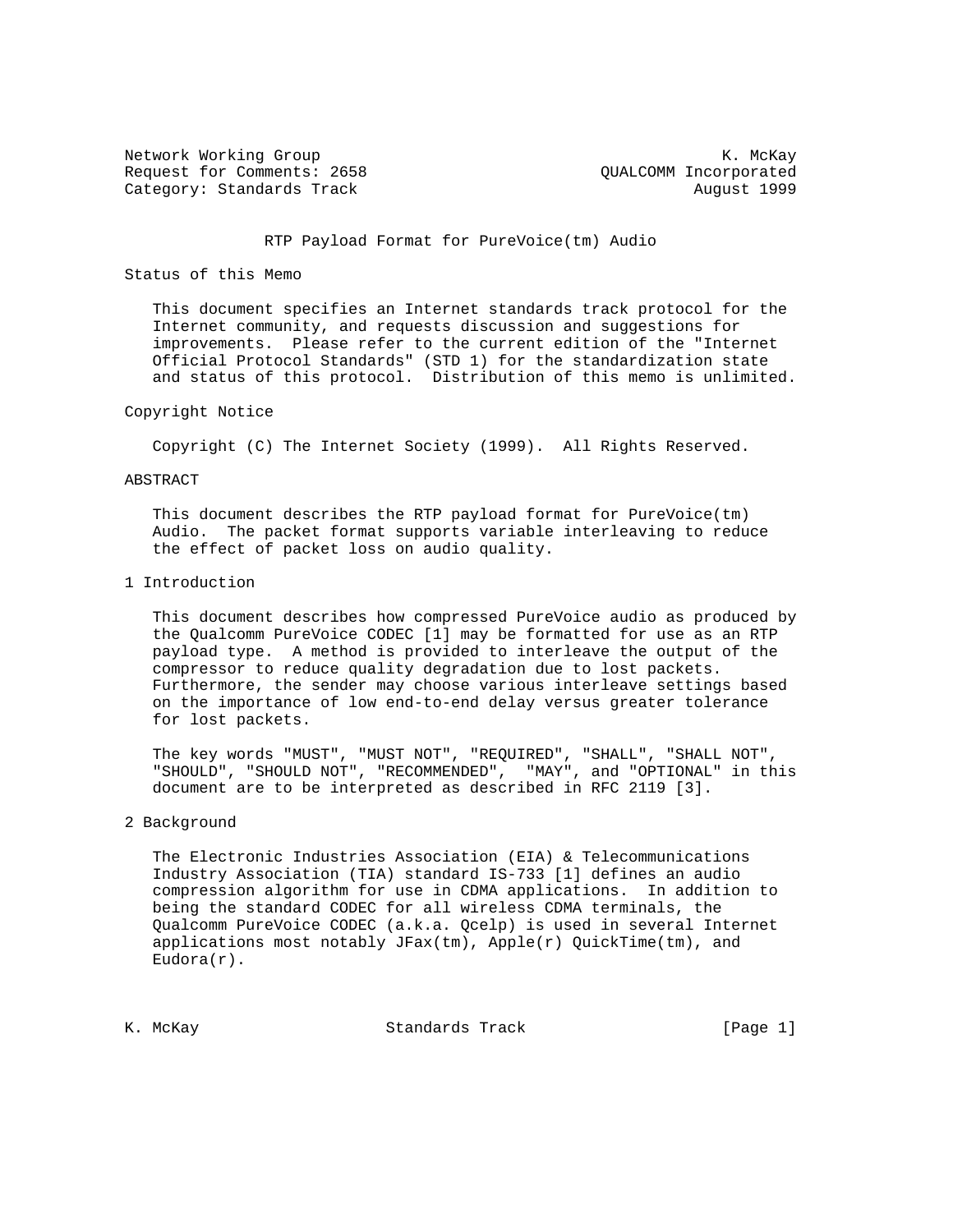Network Working Group K. McKay
Request for Comments: 2658 QUALCOMM Incorporated
Category: Standards Track August 1999

# RTP Payload Format for PureVoice(tm) Audio

## Status of this Memo

This document specifies an Internet standards track protocol for the Internet community, and requests discussion and suggestions for improvements. Please refer to the current edition of the "Internet Official Protocol Standards" (STD 1) for the standardization state and status of this protocol. Distribution of this memo is unlimited.

## Copyright Notice

Copyright (C) The Internet Society (1999). All Rights Reserved.

## ABSTRACT

This document describes the RTP payload format for PureVoice(tm) Audio. The packet format supports variable interleaving to reduce the effect of packet loss on audio quality.

## 1 Introduction

This document describes how compressed PureVoice audio as produced by the Qualcomm PureVoice CODEC [1] may be formatted for use as an RTP payload type. A method is provided to interleave the output of the compressor to reduce quality degradation due to lost packets. Furthermore, the sender may choose various interleave settings based on the importance of low end-to-end delay versus greater tolerance for lost packets.

The key words "MUST", "MUST NOT", "REQUIRED", "SHALL", "SHALL NOT", "SHOULD", "SHOULD NOT", "RECOMMENDED", "MAY", and "OPTIONAL" in this document are to be interpreted as described in RFC 2119 [3].

## 2 Background

The Electronic Industries Association (EIA) & Telecommunications Industry Association (TIA) standard IS-733 [1] defines an audio compression algorithm for use in CDMA applications. In addition to being the standard CODEC for all wireless CDMA terminals, the Qualcomm PureVoice CODEC (a.k.a. Qcelp) is used in several Internet applications most notably JFax(tm), Apple(r) QuickTime(tm), and Eudora(r).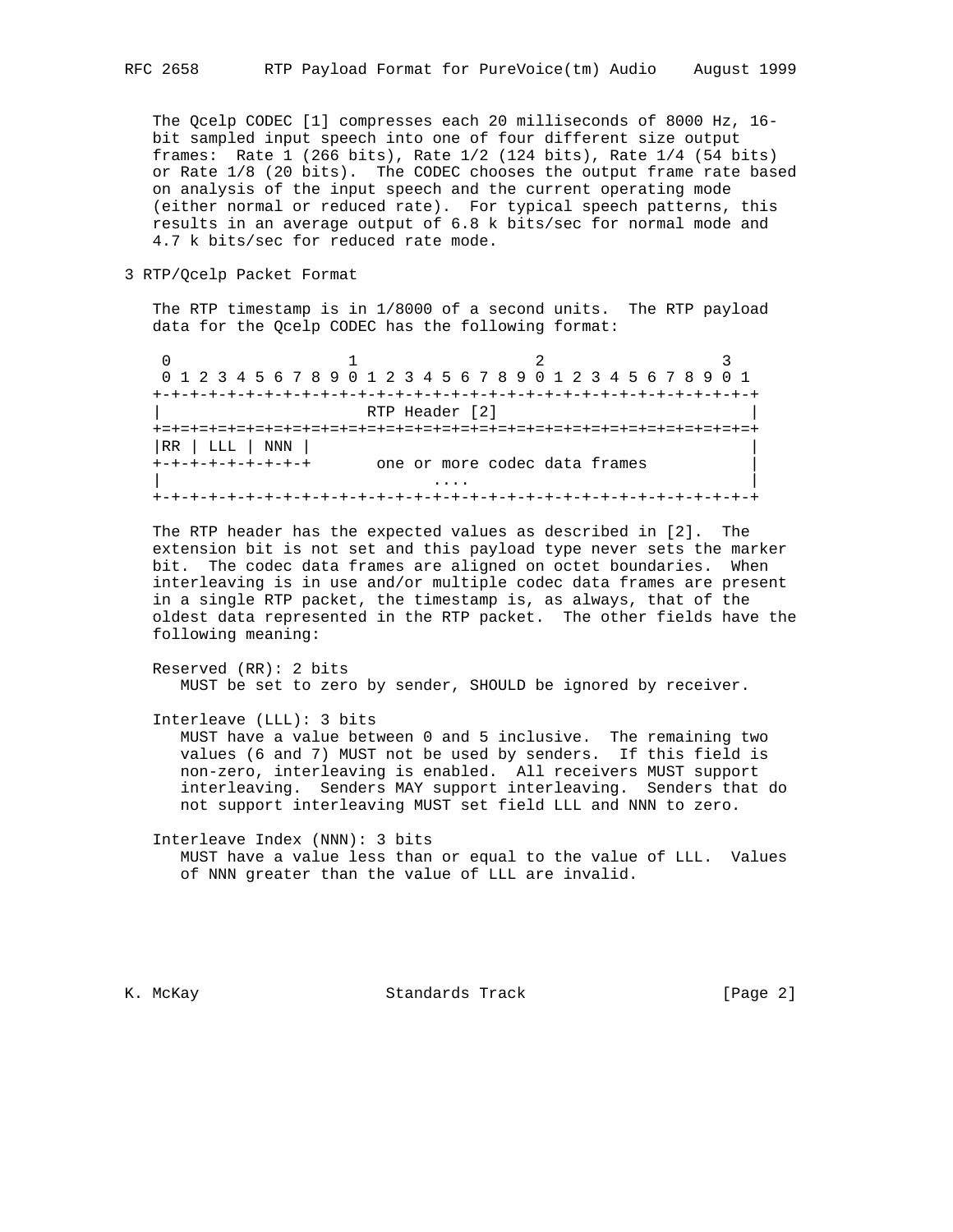The Qcelp CODEC [1] compresses each 20 milliseconds of 8000 Hz, 16-bit sampled input speech into one of four different size output frames: Rate 1 (266 bits), Rate 1/2 (124 bits), Rate 1/4 (54 bits) or Rate 1/8 (20 bits). The CODEC chooses the output frame rate based on analysis of the input speech and the current operating mode (either normal or reduced rate). For typical speech patterns, this results in an average output of 6.8 k bits/sec for normal mode and 4.7 k bits/sec for reduced rate mode.

## 3 RTP/Qcelp Packet Format

The RTP timestamp is in 1/8000 of a second units. The RTP payload data for the Qcelp CODEC has the following format:

```
 0                   1                   2                   3
 0 1 2 3 4 5 6 7 8 9 0 1 2 3 4 5 6 7 8 9 0 1 2 3 4 5 6 7 8 9 0 1
+-+-+-+-+-+-+-+-+-+-+-+-+-+-+-+-+-+-+-+-+-+-+-+-+-+-+-+-+-+-+-+-+
|                         RTP Header [2]                        |
+=+=+=+=+=+=+=+=+=+=+=+=+=+=+=+=+=+=+=+=+=+=+=+=+=+=+=+=+=+=+=+=+
|RR | LLL | NNN |                                               |
+-+-+-+-+-+-+-+-+       one or more codec data frames           |
|                             ....                              |
+-+-+-+-+-+-+-+-+-+-+-+-+-+-+-+-+-+-+-+-+-+-+-+-+-+-+-+-+-+-+-+-+
```

The RTP header has the expected values as described in [2]. The extension bit is not set and this payload type never sets the marker bit. The codec data frames are aligned on octet boundaries. When interleaving is in use and/or multiple codec data frames are present in a single RTP packet, the timestamp is, as always, that of the oldest data represented in the RTP packet. The other fields have the following meaning:

Reserved (RR): 2 bits
MUST be set to zero by sender, SHOULD be ignored by receiver.

Interleave (LLL): 3 bits
MUST have a value between 0 and 5 inclusive. The remaining two values (6 and 7) MUST not be used by senders. If this field is non-zero, interleaving is enabled. All receivers MUST support interleaving. Senders MAY support interleaving. Senders that do not support interleaving MUST set field LLL and NNN to zero.

Interleave Index (NNN): 3 bits
MUST have a value less than or equal to the value of LLL. Values of NNN greater than the value of LLL are invalid.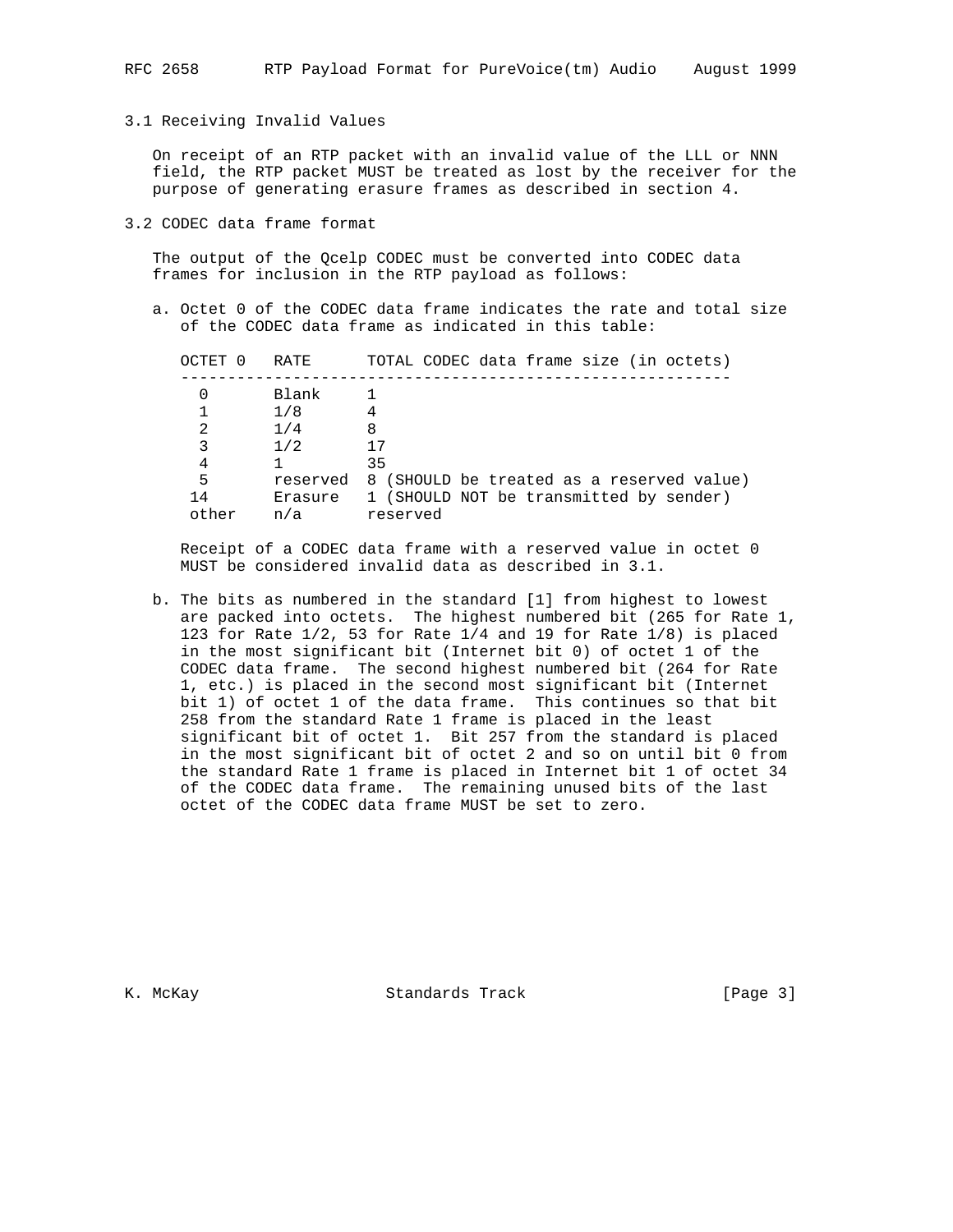### 3.1 Receiving Invalid Values

On receipt of an RTP packet with an invalid value of the LLL or NNN field, the RTP packet MUST be treated as lost by the receiver for the purpose of generating erasure frames as described in section 4.

### 3.2 CODEC data frame format

The output of the Qcelp CODEC must be converted into CODEC data frames for inclusion in the RTP payload as follows:

a. Octet 0 of the CODEC data frame indicates the rate and total size of the CODEC data frame as indicated in this table:

| OCTET 0 | RATE | TOTAL CODEC data frame size (in octets) |
|---|---|---|
| 0 | Blank | 1 |
| 1 | 1/8 | 4 |
| 2 | 1/4 | 8 |
| 3 | 1/2 | 17 |
| 4 | 1 | 35 |
| 5 | reserved | 8 (SHOULD be treated as a reserved value) |
| 14 | Erasure | 1 (SHOULD NOT be transmitted by sender) |
| other | n/a | reserved |

Receipt of a CODEC data frame with a reserved value in octet 0 MUST be considered invalid data as described in 3.1.

b. The bits as numbered in the standard [1] from highest to lowest are packed into octets. The highest numbered bit (265 for Rate 1, 123 for Rate 1/2, 53 for Rate 1/4 and 19 for Rate 1/8) is placed in the most significant bit (Internet bit 0) of octet 1 of the CODEC data frame. The second highest numbered bit (264 for Rate 1, etc.) is placed in the second most significant bit (Internet bit 1) of octet 1 of the data frame. This continues so that bit 258 from the standard Rate 1 frame is placed in the least significant bit of octet 1. Bit 257 from the standard is placed in the most significant bit of octet 2 and so on until bit 0 from the standard Rate 1 frame is placed in Internet bit 1 of octet 34 of the CODEC data frame. The remaining unused bits of the last octet of the CODEC data frame MUST be set to zero.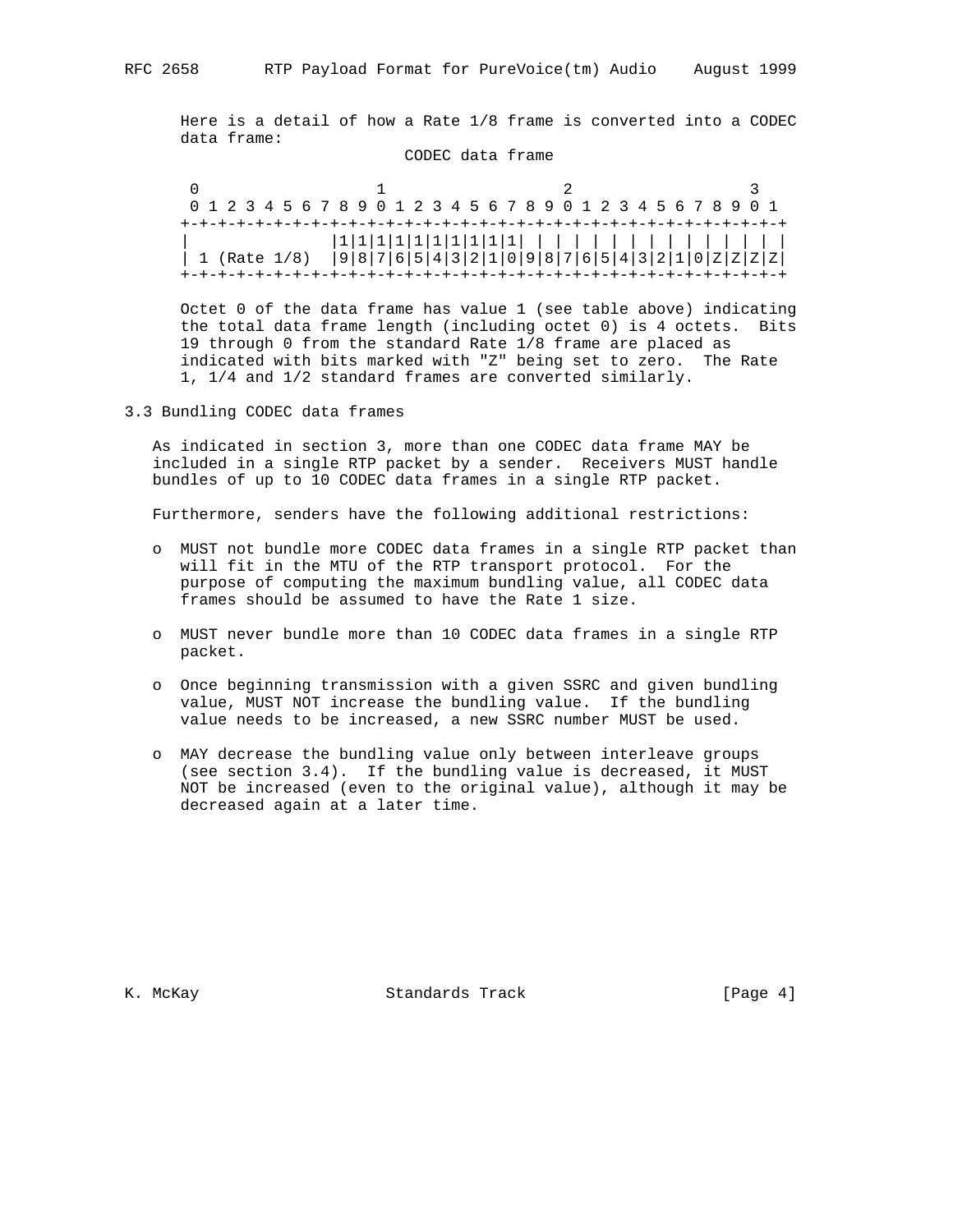Here is a detail of how a Rate 1/8 frame is converted into a CODEC data frame:

```
                           CODEC data frame

 0                   1                   2                   3
 0 1 2 3 4 5 6 7 8 9 0 1 2 3 4 5 6 7 8 9 0 1 2 3 4 5 6 7 8 9 0 1
+-+-+-+-+-+-+-+-+-+-+-+-+-+-+-+-+-+-+-+-+-+-+-+-+-+-+-+-+-+-+-+-+
|               |1|1|1|1|1|1|1|1|1|1| | | | | | | | | | | | | | |
| 1 (Rate 1/8)  |9|8|7|6|5|4|3|2|1|0|9|8|7|6|5|4|3|2|1|0|Z|Z|Z|Z|
+-+-+-+-+-+-+-+-+-+-+-+-+-+-+-+-+-+-+-+-+-+-+-+-+-+-+-+-+-+-+-+-+
```

Octet 0 of the data frame has value 1 (see table above) indicating the total data frame length (including octet 0) is 4 octets. Bits 19 through 0 from the standard Rate 1/8 frame are placed as indicated with bits marked with "Z" being set to zero. The Rate 1, 1/4 and 1/2 standard frames are converted similarly.

## 3.3 Bundling CODEC data frames

As indicated in section 3, more than one CODEC data frame MAY be included in a single RTP packet by a sender. Receivers MUST handle bundles of up to 10 CODEC data frames in a single RTP packet.

Furthermore, senders have the following additional restrictions:

- MUST not bundle more CODEC data frames in a single RTP packet than will fit in the MTU of the RTP transport protocol. For the purpose of computing the maximum bundling value, all CODEC data frames should be assumed to have the Rate 1 size.

- MUST never bundle more than 10 CODEC data frames in a single RTP packet.

- Once beginning transmission with a given SSRC and given bundling value, MUST NOT increase the bundling value. If the bundling value needs to be increased, a new SSRC number MUST be used.

- MAY decrease the bundling value only between interleave groups (see section 3.4). If the bundling value is decreased, it MUST NOT be increased (even to the original value), although it may be decreased again at a later time.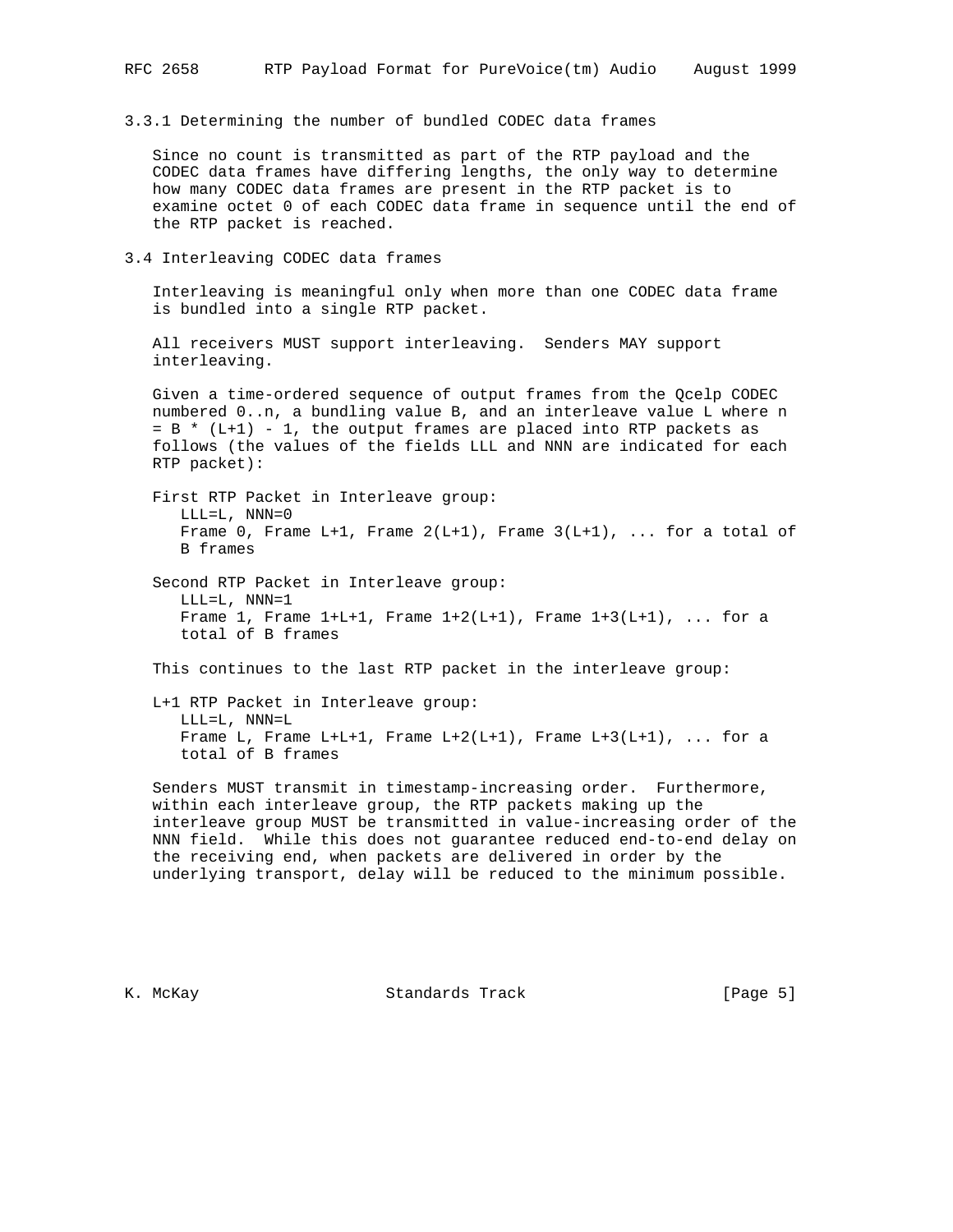### 3.3.1 Determining the number of bundled CODEC data frames

Since no count is transmitted as part of the RTP payload and the CODEC data frames have differing lengths, the only way to determine how many CODEC data frames are present in the RTP packet is to examine octet 0 of each CODEC data frame in sequence until the end of the RTP packet is reached.

## 3.4 Interleaving CODEC data frames

Interleaving is meaningful only when more than one CODEC data frame is bundled into a single RTP packet.

All receivers MUST support interleaving. Senders MAY support interleaving.

Given a time-ordered sequence of output frames from the Qcelp CODEC numbered 0..n, a bundling value B, and an interleave value L where n = B * (L+1) - 1, the output frames are placed into RTP packets as follows (the values of the fields LLL and NNN are indicated for each RTP packet):

```
First RTP Packet in Interleave group:
   LLL=L, NNN=0
   Frame 0, Frame L+1, Frame 2(L+1), Frame 3(L+1), ... for a total of
   B frames

Second RTP Packet in Interleave group:
   LLL=L, NNN=1
   Frame 1, Frame 1+L+1, Frame 1+2(L+1), Frame 1+3(L+1), ... for a
   total of B frames
```

This continues to the last RTP packet in the interleave group:

```
L+1 RTP Packet in Interleave group:
   LLL=L, NNN=L
   Frame L, Frame L+L+1, Frame L+2(L+1), Frame L+3(L+1), ... for a
   total of B frames
```

Senders MUST transmit in timestamp-increasing order. Furthermore, within each interleave group, the RTP packets making up the interleave group MUST be transmitted in value-increasing order of the NNN field. While this does not guarantee reduced end-to-end delay on the receiving end, when packets are delivered in order by the underlying transport, delay will be reduced to the minimum possible.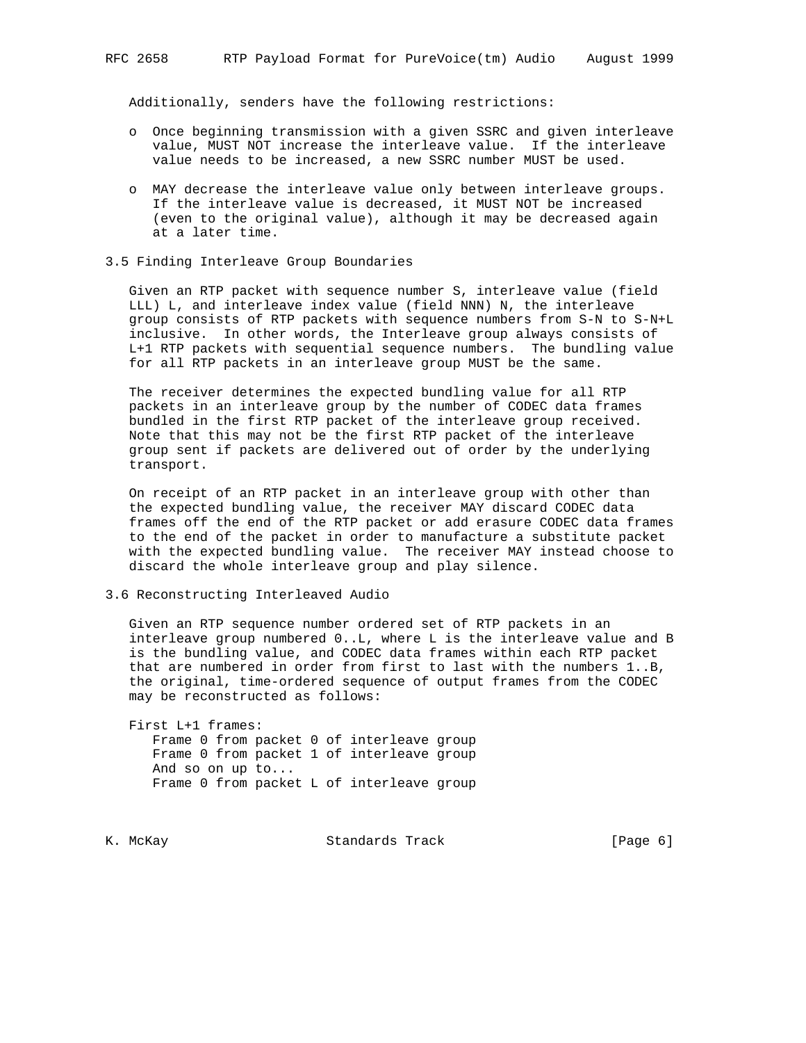Additionally, senders have the following restrictions:

- Once beginning transmission with a given SSRC and given interleave value, MUST NOT increase the interleave value. If the interleave value needs to be increased, a new SSRC number MUST be used.
- MAY decrease the interleave value only between interleave groups. If the interleave value is decreased, it MUST NOT be increased (even to the original value), although it may be decreased again at a later time.

### 3.5 Finding Interleave Group Boundaries

Given an RTP packet with sequence number S, interleave value (field LLL) L, and interleave index value (field NNN) N, the interleave group consists of RTP packets with sequence numbers from S-N to S-N+L inclusive. In other words, the Interleave group always consists of L+1 RTP packets with sequential sequence numbers. The bundling value for all RTP packets in an interleave group MUST be the same.

The receiver determines the expected bundling value for all RTP packets in an interleave group by the number of CODEC data frames bundled in the first RTP packet of the interleave group received. Note that this may not be the first RTP packet of the interleave group sent if packets are delivered out of order by the underlying transport.

On receipt of an RTP packet in an interleave group with other than the expected bundling value, the receiver MAY discard CODEC data frames off the end of the RTP packet or add erasure CODEC data frames to the end of the packet in order to manufacture a substitute packet with the expected bundling value. The receiver MAY instead choose to discard the whole interleave group and play silence.

### 3.6 Reconstructing Interleaved Audio

Given an RTP sequence number ordered set of RTP packets in an interleave group numbered 0..L, where L is the interleave value and B is the bundling value, and CODEC data frames within each RTP packet that are numbered in order from first to last with the numbers 1..B, the original, time-ordered sequence of output frames from the CODEC may be reconstructed as follows:

```
First L+1 frames:
   Frame 0 from packet 0 of interleave group
   Frame 0 from packet 1 of interleave group
   And so on up to...
   Frame 0 from packet L of interleave group
```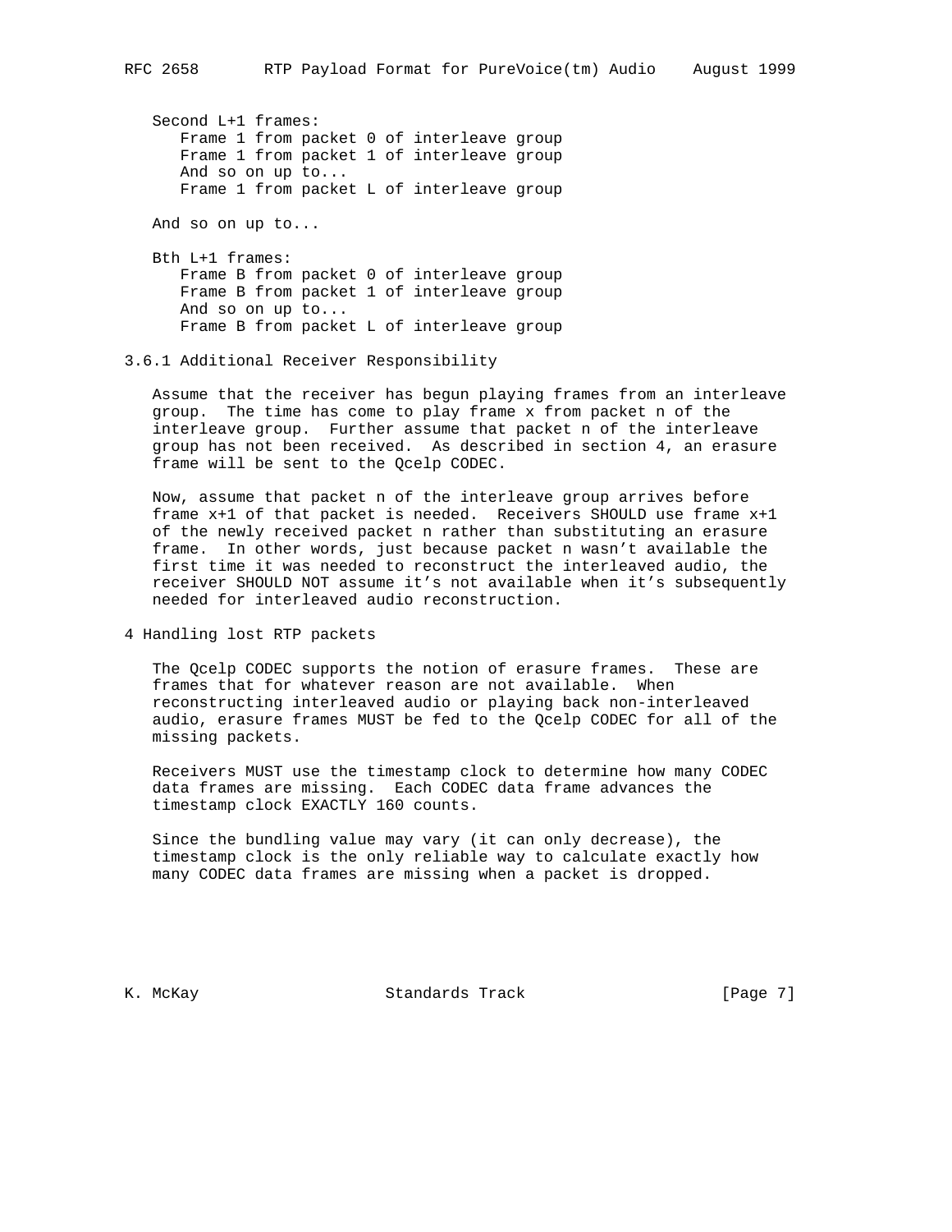Second L+1 frames:

- Frame 1 from packet 0 of interleave group
- Frame 1 from packet 1 of interleave group
- And so on up to...
- Frame 1 from packet L of interleave group

And so on up to...

Bth L+1 frames:

- Frame B from packet 0 of interleave group
- Frame B from packet 1 of interleave group
- And so on up to...
- Frame B from packet L of interleave group

### 3.6.1 Additional Receiver Responsibility

Assume that the receiver has begun playing frames from an interleave group. The time has come to play frame x from packet n of the interleave group. Further assume that packet n of the interleave group has not been received. As described in section 4, an erasure frame will be sent to the Qcelp CODEC.

Now, assume that packet n of the interleave group arrives before frame x+1 of that packet is needed. Receivers SHOULD use frame x+1 of the newly received packet n rather than substituting an erasure frame. In other words, just because packet n wasn't available the first time it was needed to reconstruct the interleaved audio, the receiver SHOULD NOT assume it's not available when it's subsequently needed for interleaved audio reconstruction.

## 4 Handling lost RTP packets

The Qcelp CODEC supports the notion of erasure frames. These are frames that for whatever reason are not available. When reconstructing interleaved audio or playing back non-interleaved audio, erasure frames MUST be fed to the Qcelp CODEC for all of the missing packets.

Receivers MUST use the timestamp clock to determine how many CODEC data frames are missing. Each CODEC data frame advances the timestamp clock EXACTLY 160 counts.

Since the bundling value may vary (it can only decrease), the timestamp clock is the only reliable way to calculate exactly how many CODEC data frames are missing when a packet is dropped.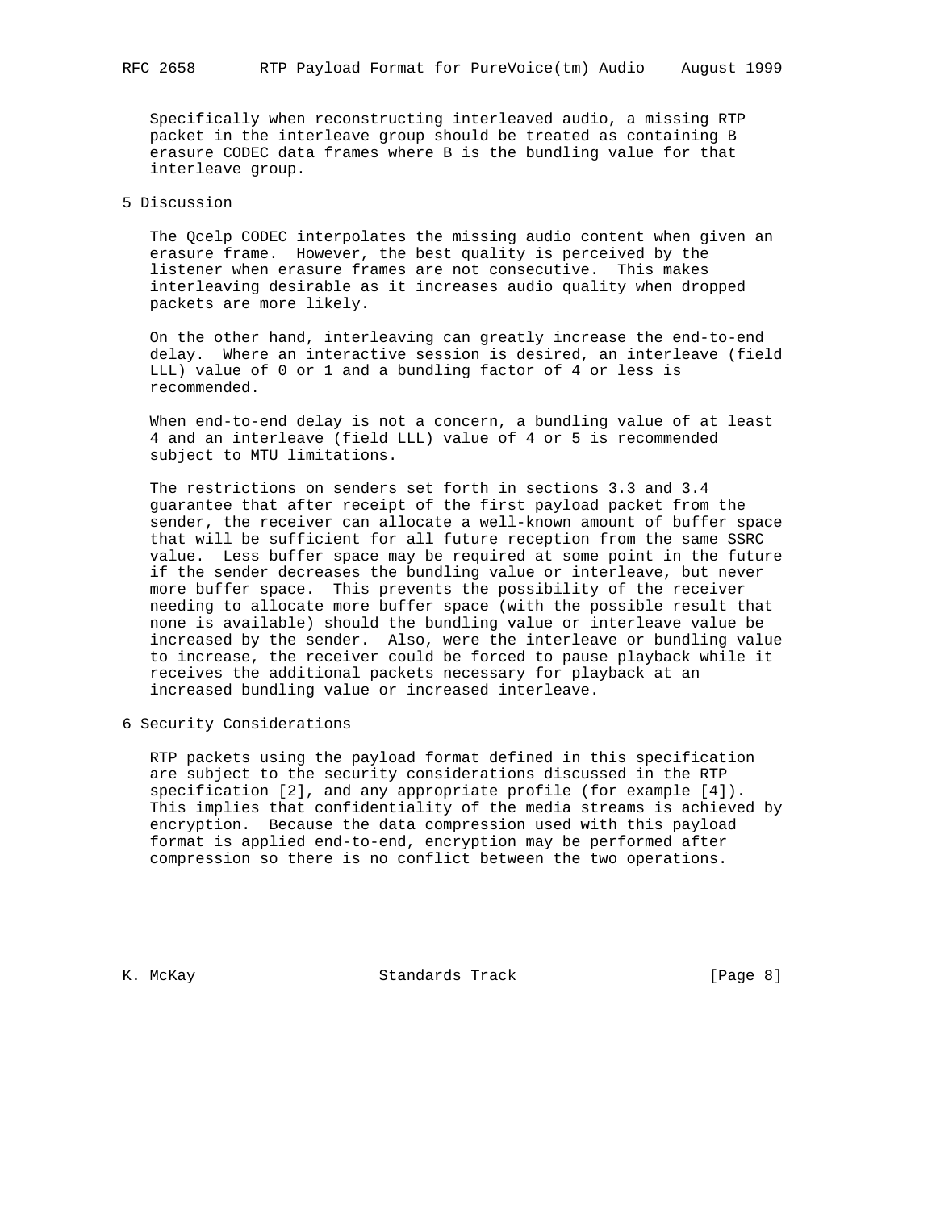Specifically when reconstructing interleaved audio, a missing RTP packet in the interleave group should be treated as containing B erasure CODEC data frames where B is the bundling value for that interleave group.

## 5 Discussion

The Qcelp CODEC interpolates the missing audio content when given an erasure frame. However, the best quality is perceived by the listener when erasure frames are not consecutive. This makes interleaving desirable as it increases audio quality when dropped packets are more likely.

On the other hand, interleaving can greatly increase the end-to-end delay. Where an interactive session is desired, an interleave (field LLL) value of 0 or 1 and a bundling factor of 4 or less is recommended.

When end-to-end delay is not a concern, a bundling value of at least 4 and an interleave (field LLL) value of 4 or 5 is recommended subject to MTU limitations.

The restrictions on senders set forth in sections 3.3 and 3.4 guarantee that after receipt of the first payload packet from the sender, the receiver can allocate a well-known amount of buffer space that will be sufficient for all future reception from the same SSRC value. Less buffer space may be required at some point in the future if the sender decreases the bundling value or interleave, but never more buffer space. This prevents the possibility of the receiver needing to allocate more buffer space (with the possible result that none is available) should the bundling value or interleave value be increased by the sender. Also, were the interleave or bundling value to increase, the receiver could be forced to pause playback while it receives the additional packets necessary for playback at an increased bundling value or increased interleave.

## 6 Security Considerations

RTP packets using the payload format defined in this specification are subject to the security considerations discussed in the RTP specification [2], and any appropriate profile (for example [4]). This implies that confidentiality of the media streams is achieved by encryption. Because the data compression used with this payload format is applied end-to-end, encryption may be performed after compression so there is no conflict between the two operations.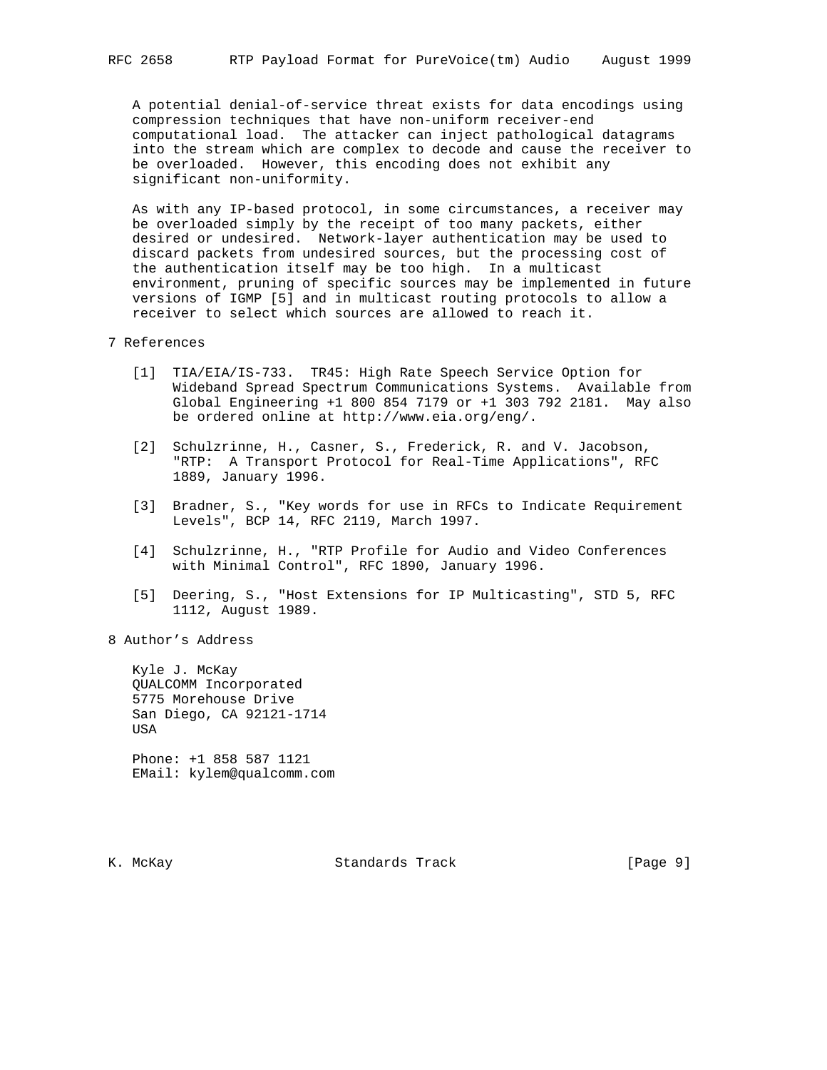A potential denial-of-service threat exists for data encodings using compression techniques that have non-uniform receiver-end computational load. The attacker can inject pathological datagrams into the stream which are complex to decode and cause the receiver to be overloaded. However, this encoding does not exhibit any significant non-uniformity.

As with any IP-based protocol, in some circumstances, a receiver may be overloaded simply by the receipt of too many packets, either desired or undesired. Network-layer authentication may be used to discard packets from undesired sources, but the processing cost of the authentication itself may be too high. In a multicast environment, pruning of specific sources may be implemented in future versions of IGMP [5] and in multicast routing protocols to allow a receiver to select which sources are allowed to reach it.

## 7 References

[1] TIA/EIA/IS-733. TR45: High Rate Speech Service Option for Wideband Spread Spectrum Communications Systems. Available from Global Engineering +1 800 854 7179 or +1 303 792 2181. May also be ordered online at http://www.eia.org/eng/.

[2] Schulzrinne, H., Casner, S., Frederick, R. and V. Jacobson, "RTP: A Transport Protocol for Real-Time Applications", RFC 1889, January 1996.

[3] Bradner, S., "Key words for use in RFCs to Indicate Requirement Levels", BCP 14, RFC 2119, March 1997.

[4] Schulzrinne, H., "RTP Profile for Audio and Video Conferences with Minimal Control", RFC 1890, January 1996.

[5] Deering, S., "Host Extensions for IP Multicasting", STD 5, RFC 1112, August 1989.

## 8 Author's Address

Kyle J. McKay
QUALCOMM Incorporated
5775 Morehouse Drive
San Diego, CA 92121-1714
USA

Phone: +1 858 587 1121
EMail: kylem@qualcomm.com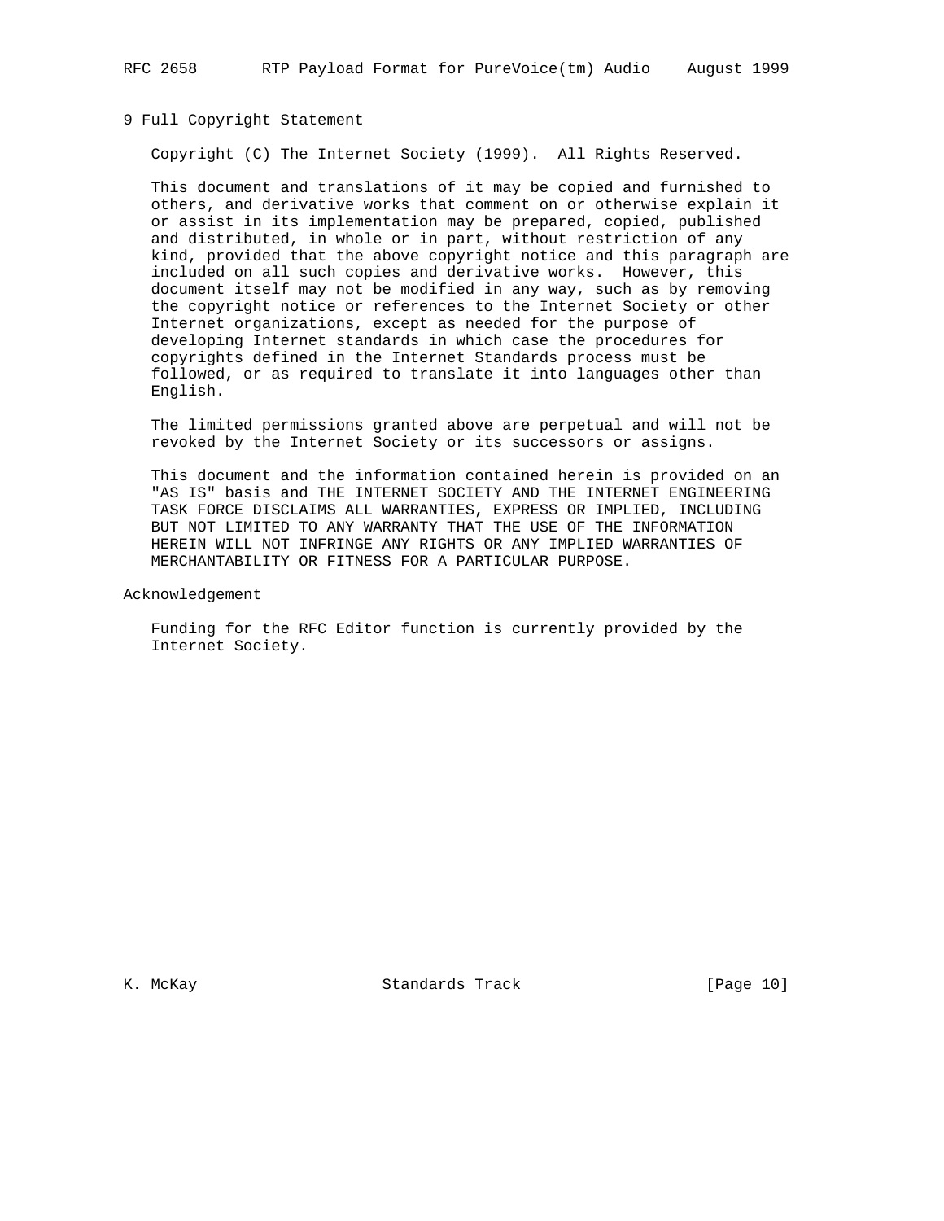## 9 Full Copyright Statement

Copyright (C) The Internet Society (1999). All Rights Reserved.

This document and translations of it may be copied and furnished to others, and derivative works that comment on or otherwise explain it or assist in its implementation may be prepared, copied, published and distributed, in whole or in part, without restriction of any kind, provided that the above copyright notice and this paragraph are included on all such copies and derivative works. However, this document itself may not be modified in any way, such as by removing the copyright notice or references to the Internet Society or other Internet organizations, except as needed for the purpose of developing Internet standards in which case the procedures for copyrights defined in the Internet Standards process must be followed, or as required to translate it into languages other than English.

The limited permissions granted above are perpetual and will not be revoked by the Internet Society or its successors or assigns.

This document and the information contained herein is provided on an "AS IS" basis and THE INTERNET SOCIETY AND THE INTERNET ENGINEERING TASK FORCE DISCLAIMS ALL WARRANTIES, EXPRESS OR IMPLIED, INCLUDING BUT NOT LIMITED TO ANY WARRANTY THAT THE USE OF THE INFORMATION HEREIN WILL NOT INFRINGE ANY RIGHTS OR ANY IMPLIED WARRANTIES OF MERCHANTABILITY OR FITNESS FOR A PARTICULAR PURPOSE.

## Acknowledgement

Funding for the RFC Editor function is currently provided by the Internet Society.